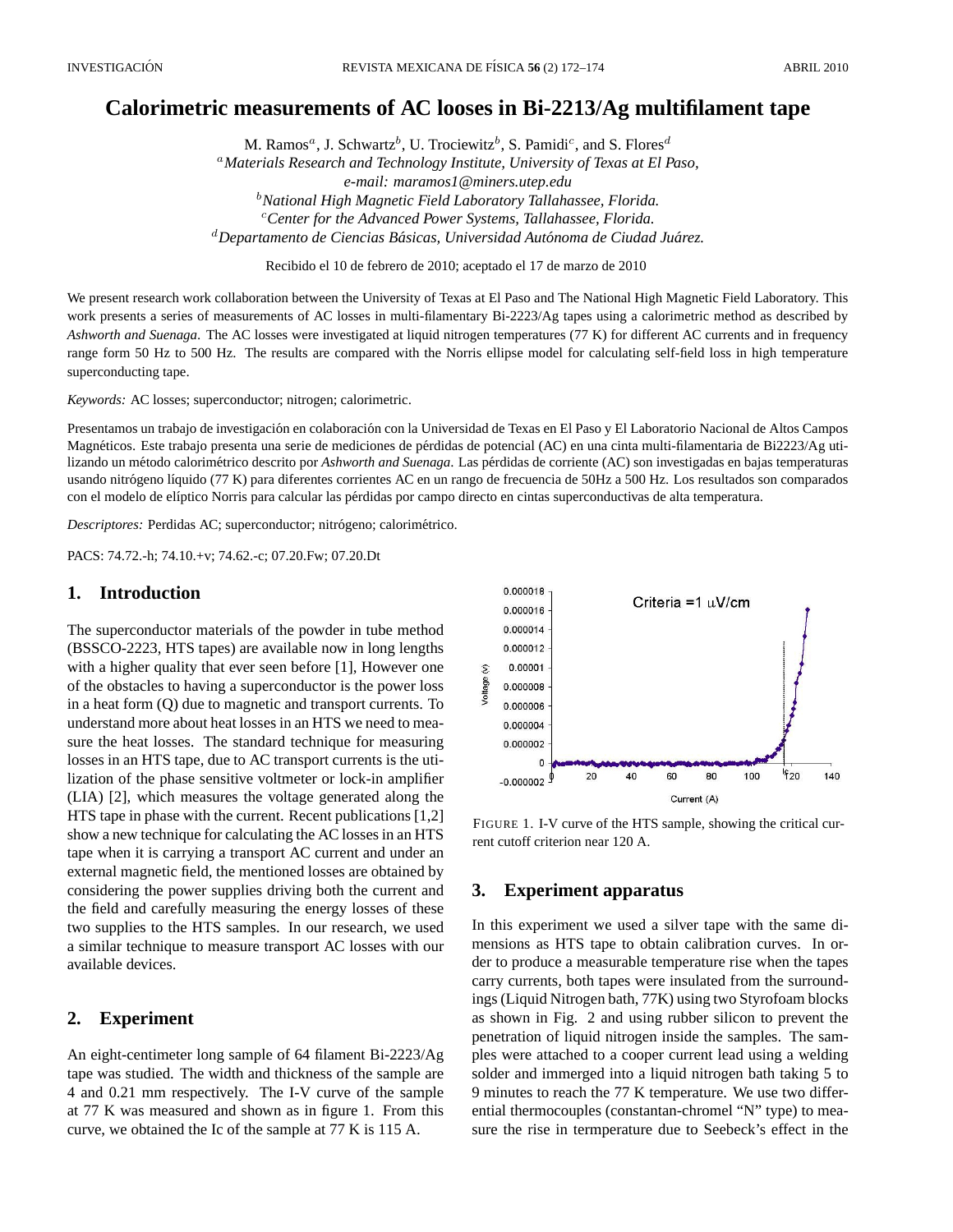# Calorimetric measurements of AC looses in Bi-2213/Ag multifilament tape

M. Ramos[a], J. Schwartz[b], U. Trociewitz[b], S. Pamidi[c], and S. Flores[d]

[a] *Materials Research and Technology Institute, University of Texas at El Paso, e-mail: maramos1@miners.utep.edu*

[b] *National High Magnetic Field Laboratory Tallahassee, Florida.*

[c] *Center for the Advanced Power Systems, Tallahassee, Florida.*

[d] *Departamento de Ciencias Básicas, Universidad Autónoma de Ciudad Juárez.*

Recibido el 10 de febrero de 2010; aceptado el 17 de marzo de 2010

We present research work collaboration between the University of Texas at El Paso and The National High Magnetic Field Laboratory. This work presents a series of measurements of AC losses in multi-filamentary Bi-2223/Ag tapes using a calorimetric method as described by *Ashworth and Suenaga*. The AC losses were investigated at liquid nitrogen temperatures (77 K) for different AC currents and in frequency range form 50 Hz to 500 Hz. The results are compared with the Norris ellipse model for calculating self-field loss in high temperature superconducting tape.

*Keywords:* AC losses; superconductor; nitrogen; calorimetric.

Presentamos un trabajo de investigación en colaboración con la Universidad de Texas en El Paso y El Laboratorio Nacional de Altos Campos Magnéticos. Este trabajo presenta una serie de mediciones de pérdidas de potencial (AC) en una cinta multi-filamentaria de Bi2223/Ag utilizando un método calorimétrico descrito por *Ashworth and Suenaga*. Las pérdidas de corriente (AC) son investigadas en bajas temperaturas usando nitrógeno líquido (77 K) para diferentes corrientes AC en un rango de frecuencia de 50Hz a 500 Hz. Los resultados son comparados con el modelo de elíptico Norris para calcular las pérdidas por campo directo en cintas superconductivas de alta temperatura.

*Descriptores:* Perdidas AC; superconductor; nitrógeno; calorimétrico.

PACS: 74.72.-h; 74.10.+v; 74.62.-c; 07.20.Fw; 07.20.Dt

## 1. Introduction

The superconductor materials of the powder in tube method (BSSCO-2223, HTS tapes) are available now in long lengths with a higher quality that ever seen before [1], However one of the obstacles to having a superconductor is the power loss in a heat form (Q) due to magnetic and transport currents. To understand more about heat losses in an HTS we need to measure the heat losses. The standard technique for measuring losses in an HTS tape, due to AC transport currents is the utilization of the phase sensitive voltmeter or lock-in amplifier (LIA) [2], which measures the voltage generated along the HTS tape in phase with the current. Recent publications [1,2] show a new technique for calculating the AC losses in an HTS tape when it is carrying a transport AC current and under an external magnetic field, the mentioned losses are obtained by considering the power supplies driving both the current and the field and carefully measuring the energy losses of these two supplies to the HTS samples. In our research, we used a similar technique to measure transport AC losses with our available devices.

## 2. Experiment

An eight-centimeter long sample of 64 filament Bi-2223/Ag tape was studied. The width and thickness of the sample are 4 and 0.21 mm respectively. The I-V curve of the sample at 77 K was measured and shown as in figure 1. From this curve, we obtained the Ic of the sample at 77 K is 115 A.

FIGURE 1. I-V curve of the HTS sample, showing the critical current cutoff criterion near 120 A.

## 3. Experiment apparatus

In this experiment we used a silver tape with the same dimensions as HTS tape to obtain calibration curves. In order to produce a measurable temperature rise when the tapes carry currents, both tapes were insulated from the surroundings (Liquid Nitrogen bath, 77K) using two Styrofoam blocks as shown in Fig. 2 and using rubber silicon to prevent the penetration of liquid nitrogen inside the samples. The samples were attached to a cooper current lead using a welding solder and immerged into a liquid nitrogen bath taking 5 to 9 minutes to reach the 77 K temperature. We use two differential thermocouples (constantan-chromel "N" type) to measure the rise in termperature due to Seebeck's effect in the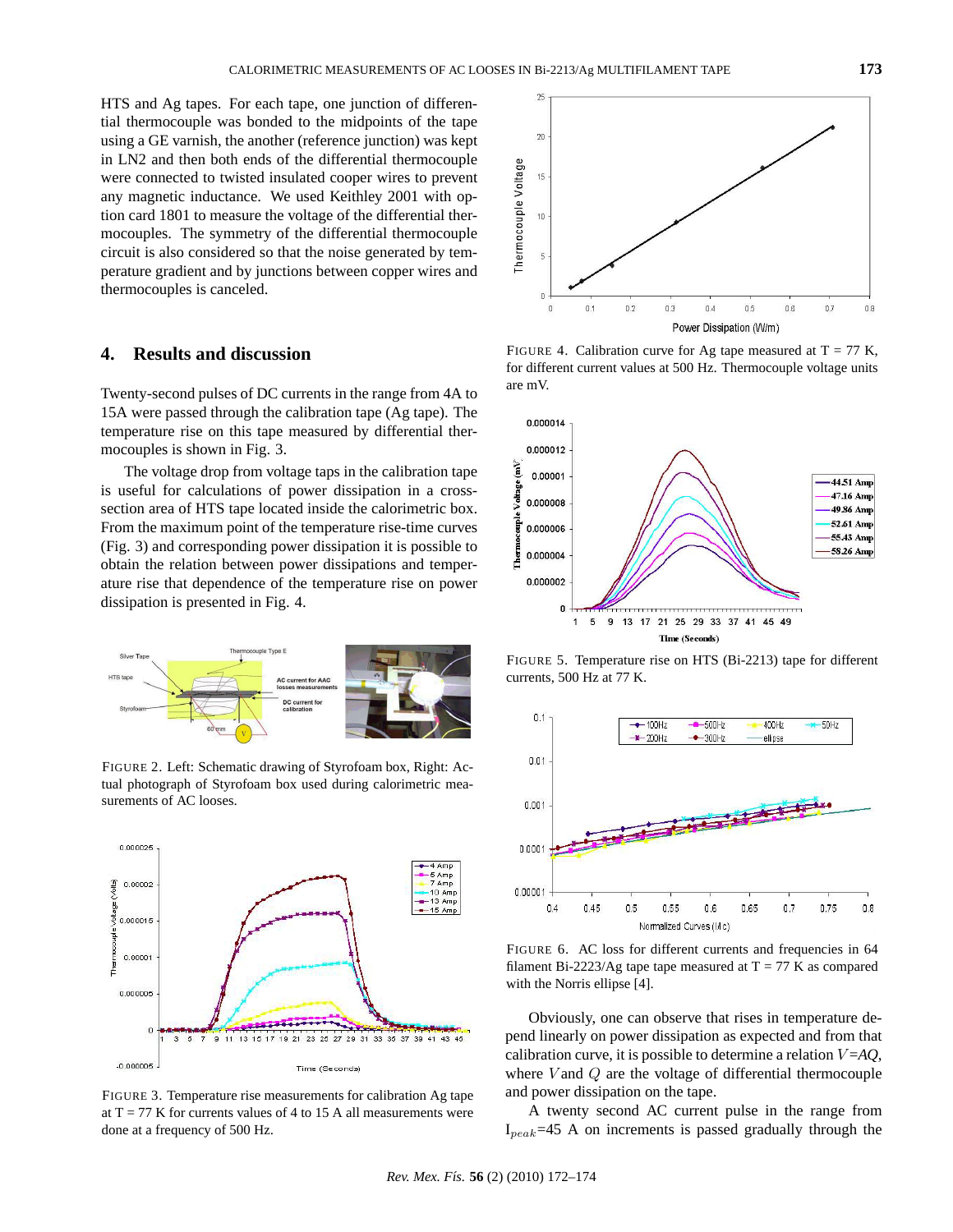HTS and Ag tapes. For each tape, one junction of differential thermocouple was bonded to the midpoints of the tape using a GE varnish, the another (reference junction) was kept in LN2 and then both ends of the differential thermocouple were connected to twisted insulated cooper wires to prevent any magnetic inductance. We used Keithley 2001 with option card 1801 to measure the voltage of the differential thermocouples. The symmetry of the differential thermocouple circuit is also considered so that the noise generated by temperature gradient and by junctions between copper wires and thermocouples is canceled.

## 4. Results and discussion

Twenty-second pulses of DC currents in the range from 4A to 15A were passed through the calibration tape (Ag tape). The temperature rise on this tape measured by differential thermocouples is shown in Fig. 3.

The voltage drop from voltage taps in the calibration tape is useful for calculations of power dissipation in a cross-section area of HTS tape located inside the calorimetric box. From the maximum point of the temperature rise-time curves (Fig. 3) and corresponding power dissipation it is possible to obtain the relation between power dissipations and temperature rise that dependence of the temperature rise on power dissipation is presented in Fig. 4.

FIGURE 2. Left: Schematic drawing of Styrofoam box, Right: Actual photograph of Styrofoam box used during calorimetric measurements of AC looses.

FIGURE 3. Temperature rise measurements for calibration Ag tape at T = 77 K for currents values of 4 to 15 A all measurements were done at a frequency of 500 Hz.

FIGURE 4. Calibration curve for Ag tape measured at T = 77 K, for different current values at 500 Hz. Thermocouple voltage units are mV.

FIGURE 5. Temperature rise on HTS (Bi-2213) tape for different currents, 500 Hz at 77 K.

FIGURE 6. AC loss for different currents and frequencies in 64 filament Bi-2223/Ag tape tape measured at T = 77 K as compared with the Norris ellipse [4].

Obviously, one can observe that rises in temperature depend linearly on power dissipation as expected and from that calibration curve, it is possible to determine a relation $V$=$AQ$, where $V$ and $Q$ are the voltage of differential thermocouple and power dissipation on the tape.

A twenty second AC current pulse in the range from $I_{peak}$=45 A on increments is passed gradually through the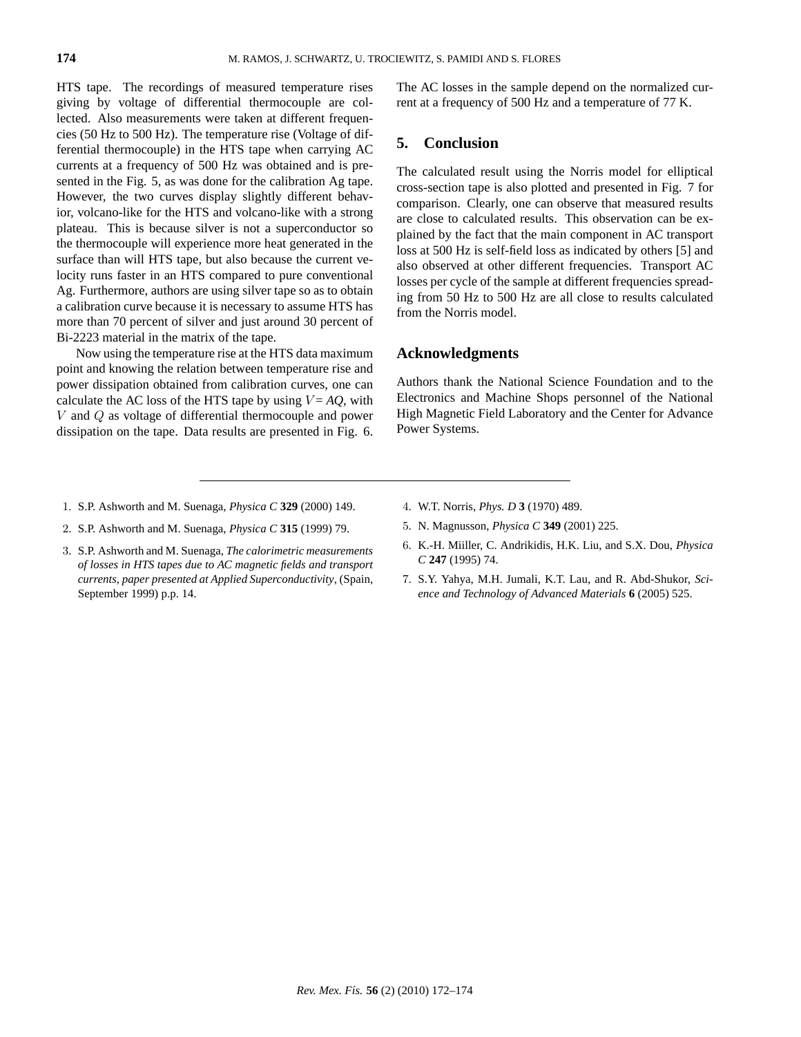HTS tape. The recordings of measured temperature rises giving by voltage of differential thermocouple are collected. Also measurements were taken at different frequencies (50 Hz to 500 Hz). The temperature rise (Voltage of differential thermocouple) in the HTS tape when carrying AC currents at a frequency of 500 Hz was obtained and is presented in the Fig. 5, as was done for the calibration Ag tape. However, the two curves display slightly different behavior, volcano-like for the HTS and volcano-like with a strong plateau. This is because silver is not a superconductor so the thermocouple will experience more heat generated in the surface than will HTS tape, but also because the current velocity runs faster in an HTS compared to pure conventional Ag. Furthermore, authors are using silver tape so as to obtain a calibration curve because it is necessary to assume HTS has more than 70 percent of silver and just around 30 percent of Bi-2223 material in the matrix of the tape.

Now using the temperature rise at the HTS data maximum point and knowing the relation between temperature rise and power dissipation obtained from calibration curves, one can calculate the AC loss of the HTS tape by using $V = AQ$, with $V$ and $Q$ as voltage of differential thermocouple and power dissipation on the tape. Data results are presented in Fig. 6. The AC losses in the sample depend on the normalized current at a frequency of 500 Hz and a temperature of 77 K.

## 5. Conclusion

The calculated result using the Norris model for elliptical cross-section tape is also plotted and presented in Fig. 7 for comparison. Clearly, one can observe that measured results are close to calculated results. This observation can be explained by the fact that the main component in AC transport loss at 500 Hz is self-field loss as indicated by others [5] and also observed at other different frequencies. Transport AC losses per cycle of the sample at different frequencies spreading from 50 Hz to 500 Hz are all close to results calculated from the Norris model.

## Acknowledgments

Authors thank the National Science Foundation and to the Electronics and Machine Shops personnel of the National High Magnetic Field Laboratory and the Center for Advance Power Systems.

1. S.P. Ashworth and M. Suenaga, *Physica C* **329** (2000) 149.
2. S.P. Ashworth and M. Suenaga, *Physica C* **315** (1999) 79.
3. S.P. Ashworth and M. Suenaga, *The calorimetric measurements of losses in HTS tapes due to AC magnetic fields and transport currents, paper presented at Applied Superconductivity*, (Spain, September 1999) p.p. 14.
4. W.T. Norris, *Phys. D* **3** (1970) 489.
5. N. Magnusson, *Physica C* **349** (2001) 225.
6. K.-H. Miiller, C. Andrikidis, H.K. Liu, and S.X. Dou, *Physica C* **247** (1995) 74.
7. S.Y. Yahya, M.H. Jumali, K.T. Lau, and R. Abd-Shukor, *Science and Technology of Advanced Materials* **6** (2005) 525.